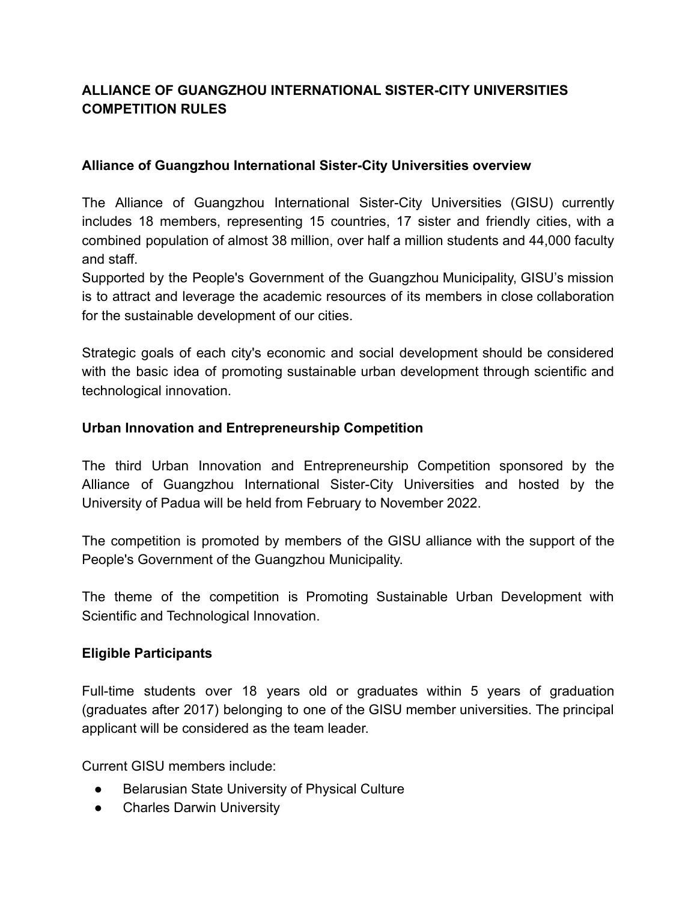# ALLIANCE OF GUANGZHOU INTERNATIONAL SISTER-CITY UNIVERSITIES COMPETITION RULES

## Alliance of Guangzhou International Sister-City Universities overview

The Alliance of Guangzhou International Sister-City Universities (GISU) currently includes 18 members, representing 15 countries, 17 sister and friendly cities, with a combined population of almost 38 million, over half a million students and 44,000 faculty and staff.
Supported by the People's Government of the Guangzhou Municipality, GISU's mission is to attract and leverage the academic resources of its members in close collaboration for the sustainable development of our cities.

Strategic goals of each city's economic and social development should be considered with the basic idea of promoting sustainable urban development through scientific and technological innovation.

## Urban Innovation and Entrepreneurship Competition

The third Urban Innovation and Entrepreneurship Competition sponsored by the Alliance of Guangzhou International Sister-City Universities and hosted by the University of Padua will be held from February to November 2022.

The competition is promoted by members of the GISU alliance with the support of the People's Government of the Guangzhou Municipality.

The theme of the competition is Promoting Sustainable Urban Development with Scientific and Technological Innovation.

## Eligible Participants

Full-time students over 18 years old or graduates within 5 years of graduation (graduates after 2017) belonging to one of the GISU member universities. The principal applicant will be considered as the team leader.

Current GISU members include:

- Belarusian State University of Physical Culture
- Charles Darwin University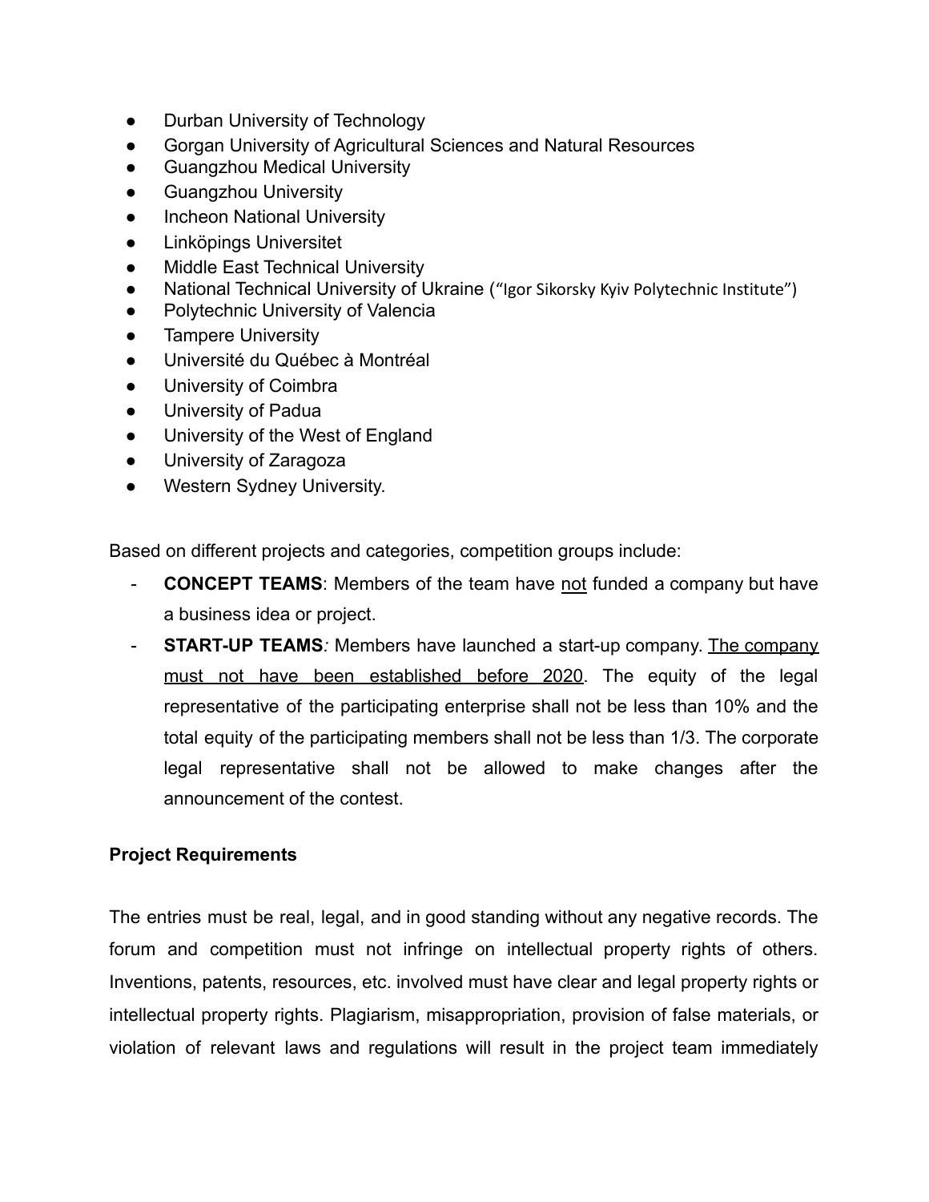- Durban University of Technology
- Gorgan University of Agricultural Sciences and Natural Resources
- Guangzhou Medical University
- Guangzhou University
- Incheon National University
- Linköpings Universitet
- Middle East Technical University
- National Technical University of Ukraine ("Igor Sikorsky Kyiv Polytechnic Institute")
- Polytechnic University of Valencia
- Tampere University
- Université du Québec à Montréal
- University of Coimbra
- University of Padua
- University of the West of England
- University of Zaragoza
- Western Sydney University.

Based on different projects and categories, competition groups include:

- **CONCEPT TEAMS**: Members of the team have <u>not</u> funded a company but have a business idea or project.
- **START-UP TEAMS***:* Members have launched a start-up company. <u>The company must not have been established before 2020</u>. The equity of the legal representative of the participating enterprise shall not be less than 10% and the total equity of the participating members shall not be less than 1/3. The corporate legal representative shall not be allowed to make changes after the announcement of the contest.

**Project Requirements**

The entries must be real, legal, and in good standing without any negative records. The forum and competition must not infringe on intellectual property rights of others. Inventions, patents, resources, etc. involved must have clear and legal property rights or intellectual property rights. Plagiarism, misappropriation, provision of false materials, or violation of relevant laws and regulations will result in the project team immediately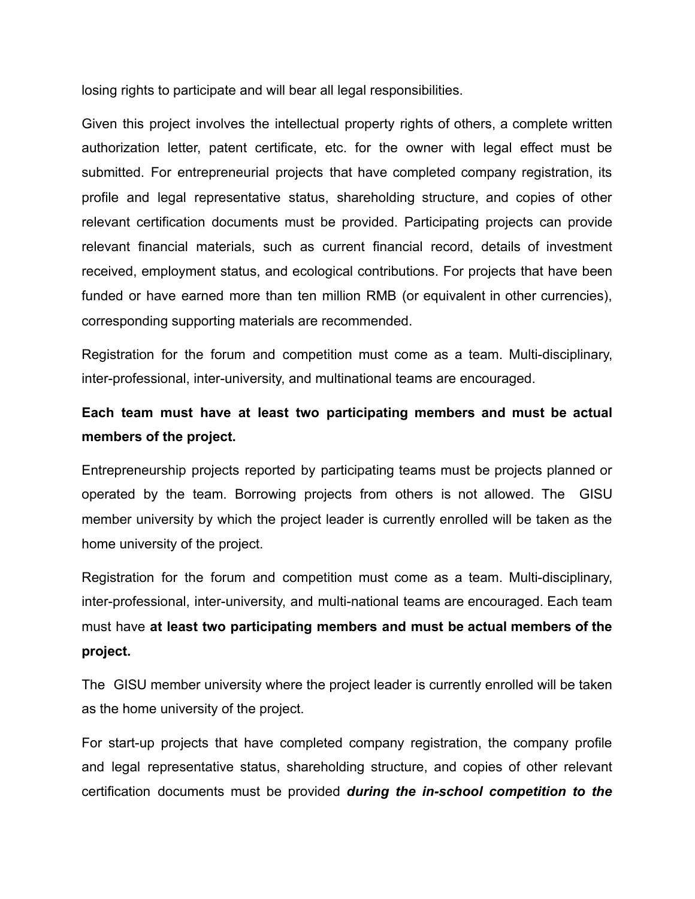losing rights to participate and will bear all legal responsibilities.

Given this project involves the intellectual property rights of others, a complete written authorization letter, patent certificate, etc. for the owner with legal effect must be submitted. For entrepreneurial projects that have completed company registration, its profile and legal representative status, shareholding structure, and copies of other relevant certification documents must be provided. Participating projects can provide relevant financial materials, such as current financial record, details of investment received, employment status, and ecological contributions. For projects that have been funded or have earned more than ten million RMB (or equivalent in other currencies), corresponding supporting materials are recommended.

Registration for the forum and competition must come as a team. Multi-disciplinary, inter-professional, inter-university, and multinational teams are encouraged.

**Each team must have at least two participating members and must be actual members of the project.**

Entrepreneurship projects reported by participating teams must be projects planned or operated by the team. Borrowing projects from others is not allowed. The GISU member university by which the project leader is currently enrolled will be taken as the home university of the project.

Registration for the forum and competition must come as a team. Multi-disciplinary, inter-professional, inter-university, and multi-national teams are encouraged. Each team must have **at least two participating members and must be actual members of the project.**

The GISU member university where the project leader is currently enrolled will be taken as the home university of the project.

For start-up projects that have completed company registration, the company profile and legal representative status, shareholding structure, and copies of other relevant certification documents must be provided ***during the in-school competition to the***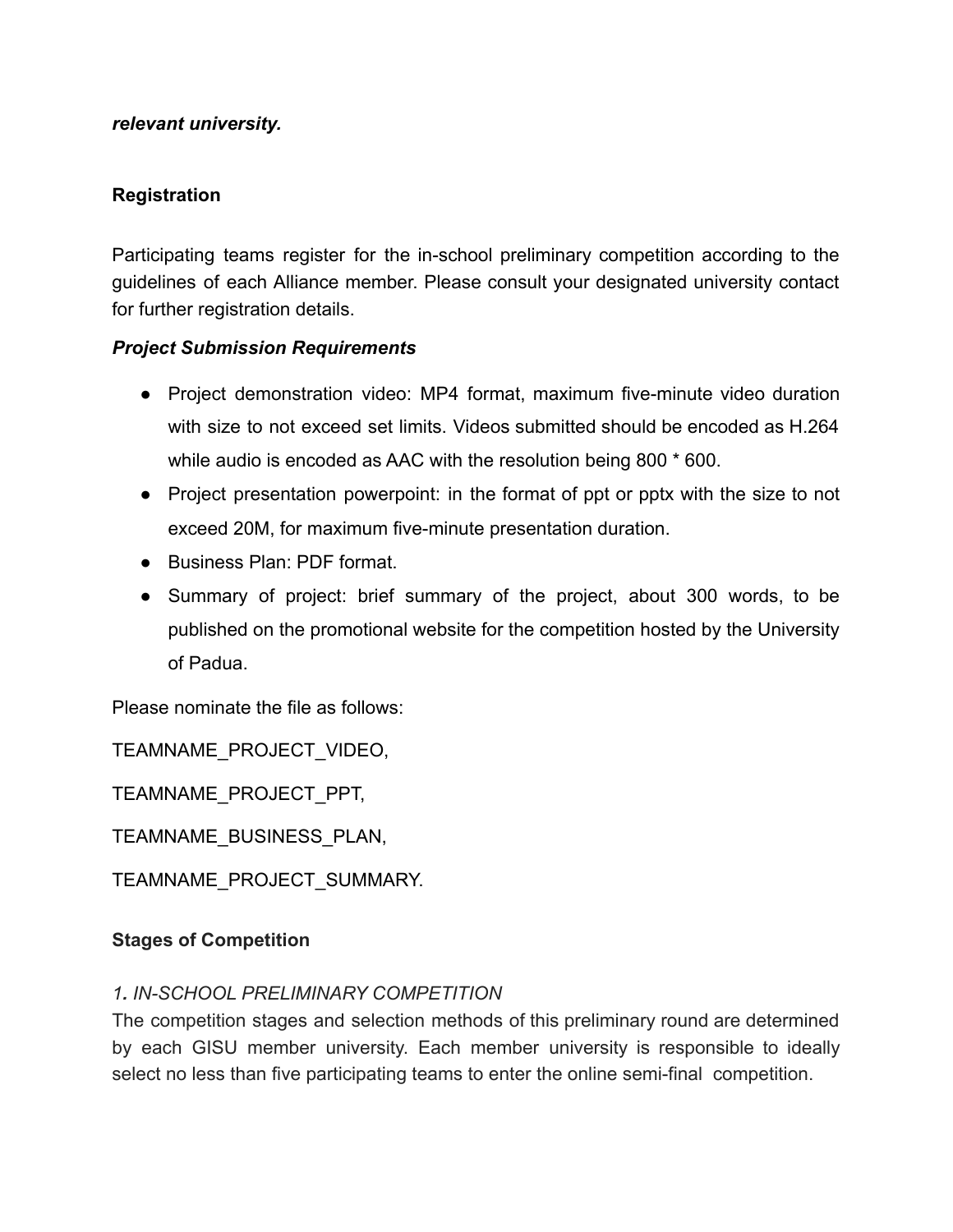***relevant university.***

**Registration**

Participating teams register for the in-school preliminary competition according to the guidelines of each Alliance member. Please consult your designated university contact for further registration details.

***Project Submission Requirements***

- Project demonstration video: MP4 format, maximum five-minute video duration with size to not exceed set limits. Videos submitted should be encoded as H.264 while audio is encoded as AAC with the resolution being 800 * 600.
- Project presentation powerpoint: in the format of ppt or pptx with the size to not exceed 20M, for maximum five-minute presentation duration.
- Business Plan: PDF format.
- Summary of project: brief summary of the project, about 300 words, to be published on the promotional website for the competition hosted by the University of Padua.

Please nominate the file as follows:

TEAMNAME_PROJECT_VIDEO,

TEAMNAME_PROJECT_PPT,

TEAMNAME_BUSINESS_PLAN,

TEAMNAME_PROJECT_SUMMARY.

**Stages of Competition**

*1. IN-SCHOOL PRELIMINARY COMPETITION*

The competition stages and selection methods of this preliminary round are determined by each GISU member university. Each member university is responsible to ideally select no less than five participating teams to enter the online semi-final competition.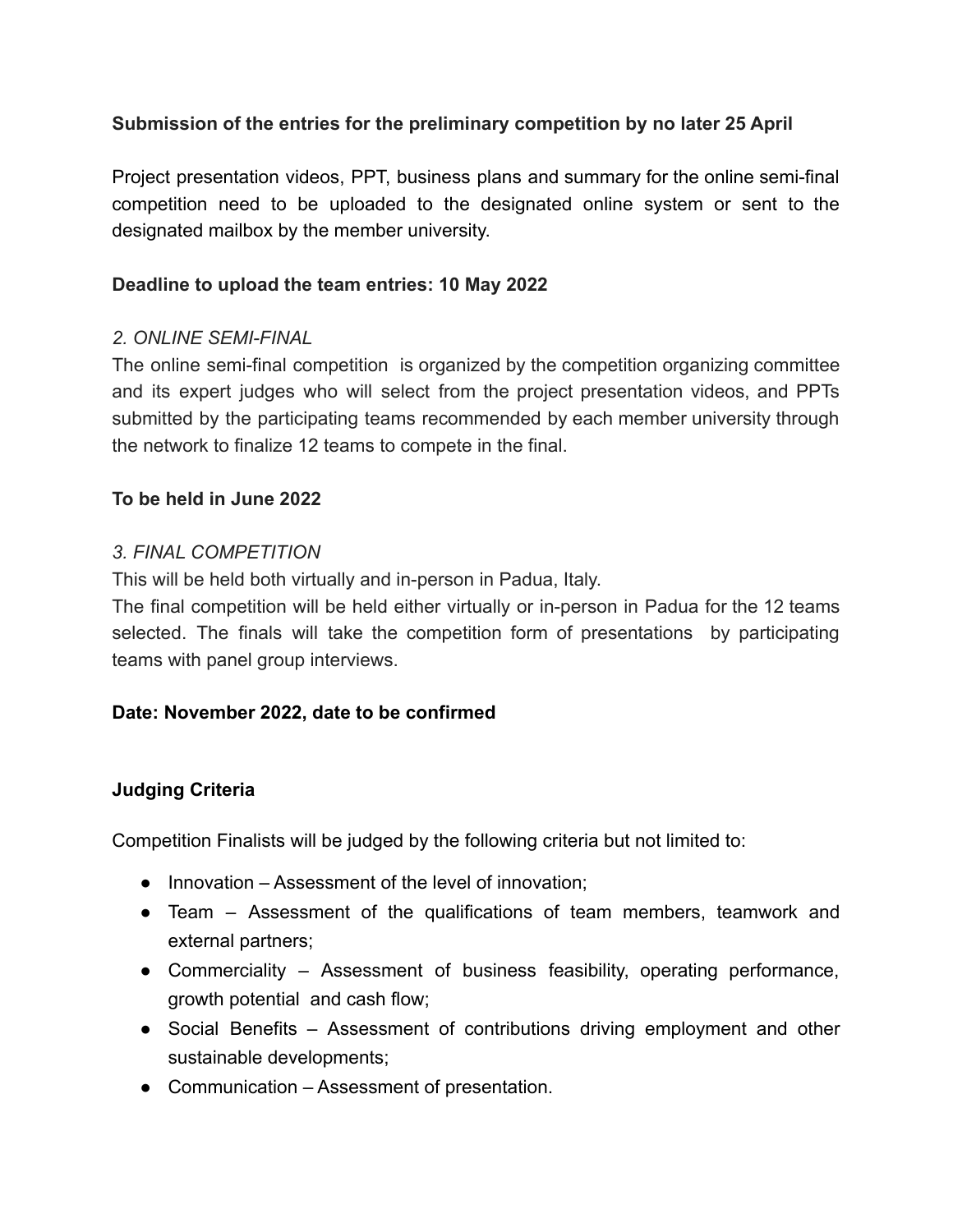**Submission of the entries for the preliminary competition by no later 25 April**

Project presentation videos, PPT, business plans and summary for the online semi-final competition need to be uploaded to the designated online system or sent to the designated mailbox by the member university.

**Deadline to upload the team entries: 10 May 2022**

*2. ONLINE SEMI-FINAL*

The online semi-final competition is organized by the competition organizing committee and its expert judges who will select from the project presentation videos, and PPTs submitted by the participating teams recommended by each member university through the network to finalize 12 teams to compete in the final.

**To be held in June 2022**

*3. FINAL COMPETITION*

This will be held both virtually and in-person in Padua, Italy.

The final competition will be held either virtually or in-person in Padua for the 12 teams selected. The finals will take the competition form of presentations by participating teams with panel group interviews.

**Date: November 2022, date to be confirmed**

**Judging Criteria**

Competition Finalists will be judged by the following criteria but not limited to:

- Innovation – Assessment of the level of innovation;
- Team – Assessment of the qualifications of team members, teamwork and external partners;
- Commerciality – Assessment of business feasibility, operating performance, growth potential and cash flow;
- Social Benefits – Assessment of contributions driving employment and other sustainable developments;
- Communication – Assessment of presentation.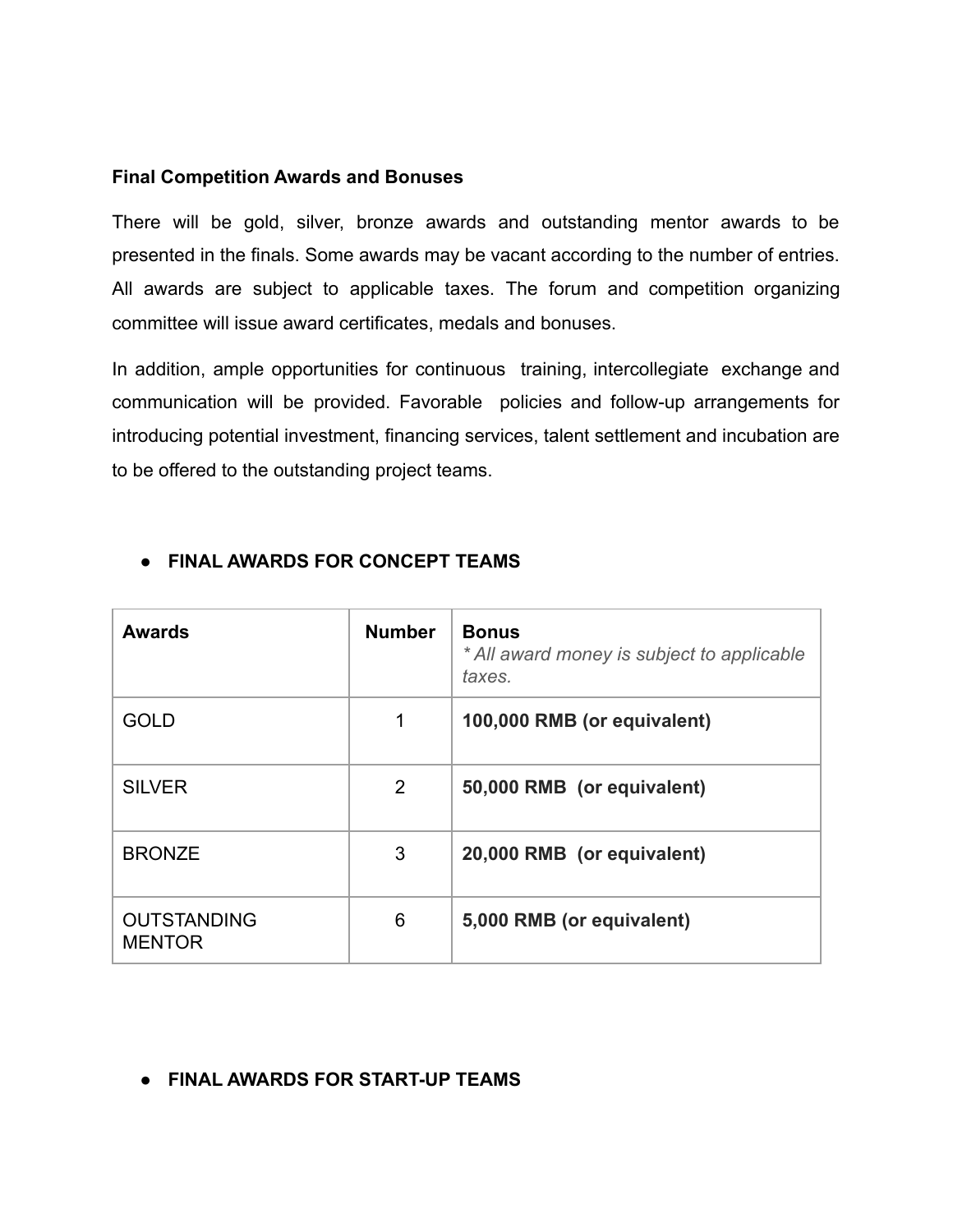**Final Competition Awards and Bonuses**

There will be gold, silver, bronze awards and outstanding mentor awards to be presented in the finals. Some awards may be vacant according to the number of entries. All awards are subject to applicable taxes. The forum and competition organizing committee will issue award certificates, medals and bonuses.

In addition, ample opportunities for continuous training, intercollegiate exchange and communication will be provided. Favorable policies and follow-up arrangements for introducing potential investment, financing services, talent settlement and incubation are to be offered to the outstanding project teams.

- **FINAL AWARDS FOR CONCEPT TEAMS**

| **Awards** | **Number** | **Bonus** *\* All award money is subject to applicable taxes.* |
|---|---|---|
| GOLD | 1 | **100,000 RMB (or equivalent)** |
| SILVER | 2 | **50,000 RMB (or equivalent)** |
| BRONZE | 3 | **20,000 RMB (or equivalent)** |
| OUTSTANDING MENTOR | 6 | **5,000 RMB (or equivalent)** |

- **FINAL AWARDS FOR START-UP TEAMS**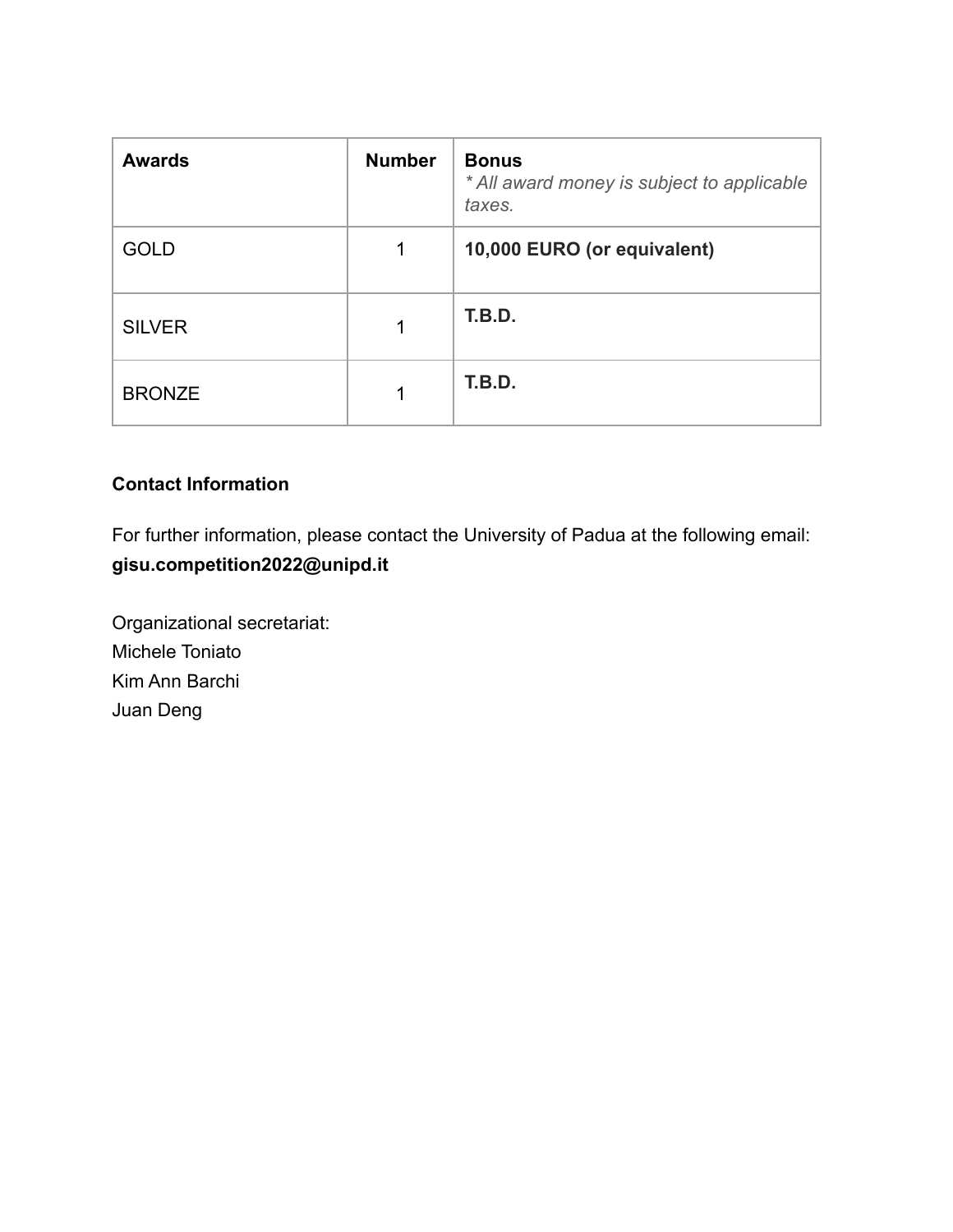| **Awards** | **Number** | **Bonus** *\* All award money is subject to applicable taxes.* |
|---|---|---|
| GOLD | 1 | **10,000 EURO (or equivalent)** |
| SILVER | 1 | **T.B.D.** |
| BRONZE | 1 | **T.B.D.** |

**Contact Information**

For further information, please contact the University of Padua at the following email: **gisu.competition2022@unipd.it**

Organizational secretariat:
Michele Toniato
Kim Ann Barchi
Juan Deng